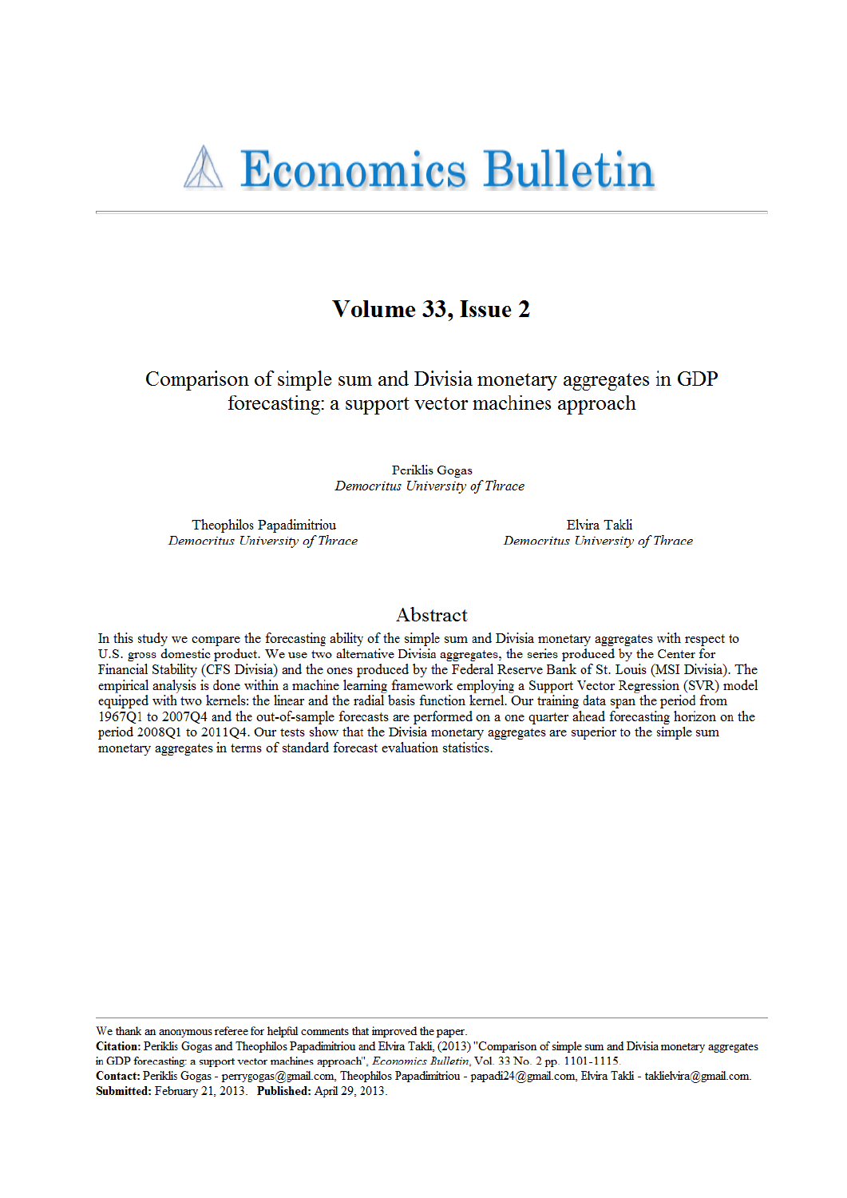# Economics Bulletin

## Volume 33, Issue 2

# Comparison of simple sum and Divisia monetary aggregates in GDP forecasting: a support vector machines approach

Periklis Gogas
*Democritus University of Thrace*

Theophilos Papadimitriou
*Democritus University of Thrace*

Elvira Takli
*Democritus University of Thrace*

## Abstract

In this study we compare the forecasting ability of the simple sum and Divisia monetary aggregates with respect to U.S. gross domestic product. We use two alternative Divisia aggregates, the series produced by the Center for Financial Stability (CFS Divisia) and the ones produced by the Federal Reserve Bank of St. Louis (MSI Divisia). The empirical analysis is done within a machine learning framework employing a Support Vector Regression (SVR) model equipped with two kernels: the linear and the radial basis function kernel. Our training data span the period from 1967Q1 to 2007Q4 and the out-of-sample forecasts are performed on a one quarter ahead forecasting horizon on the period 2008Q1 to 2011Q4. Our tests show that the Divisia monetary aggregates are superior to the simple sum monetary aggregates in terms of standard forecast evaluation statistics.

---

We thank an anonymous referee for helpful comments that improved the paper.
**Citation:** Periklis Gogas and Theophilos Papadimitriou and Elvira Takli, (2013) "Comparison of simple sum and Divisia monetary aggregates in GDP forecasting: a support vector machines approach", *Economics Bulletin*, Vol. 33 No. 2 pp. 1101-1115.
**Contact:** Periklis Gogas - perrygogas@gmail.com, Theophilos Papadimitriou - papadi24@gmail.com, Elvira Takli - taklielvira@gmail.com.
**Submitted:** February 21, 2013. **Published:** April 29, 2013.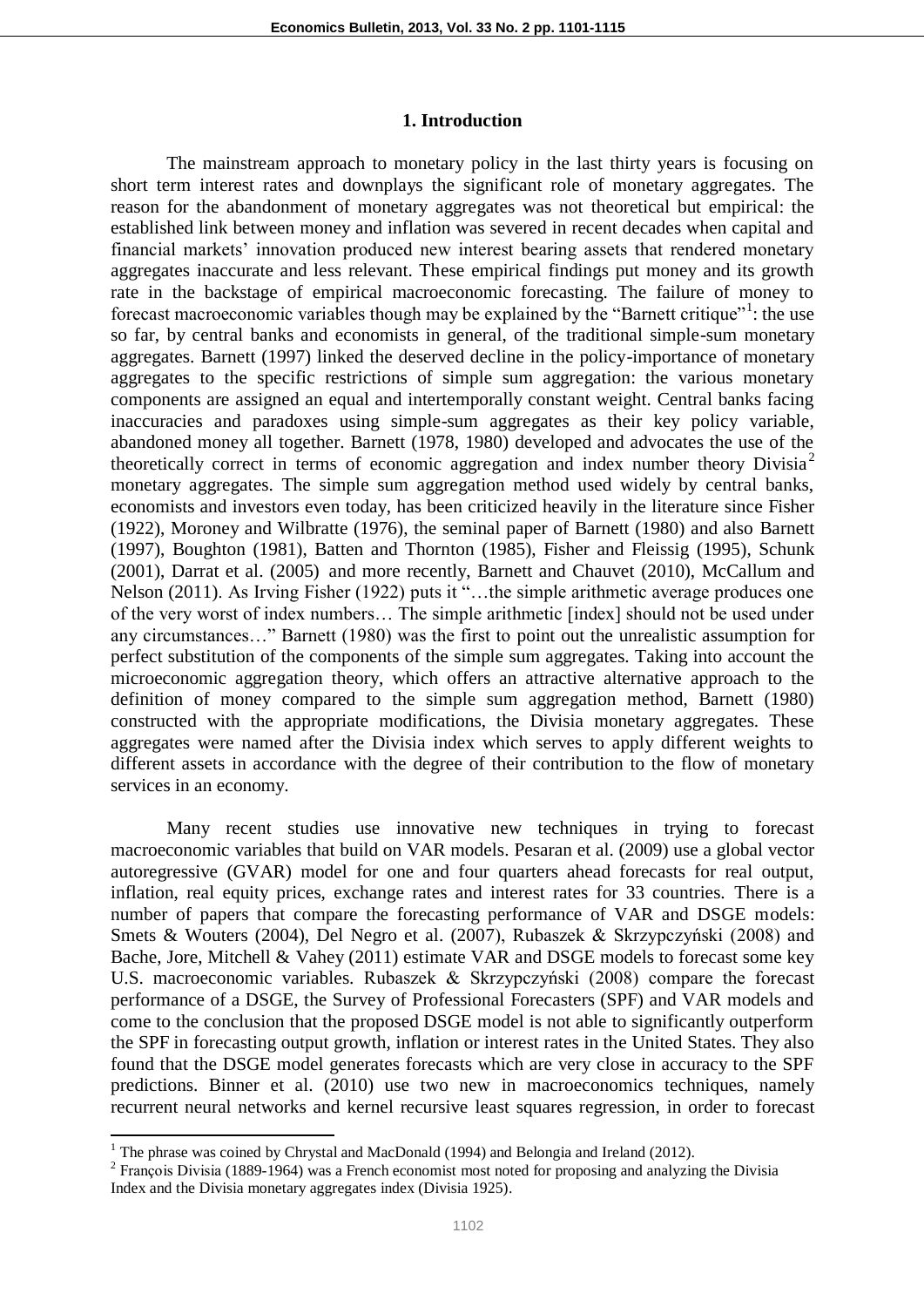## 1. Introduction

The mainstream approach to monetary policy in the last thirty years is focusing on short term interest rates and downplays the significant role of monetary aggregates. The reason for the abandonment of monetary aggregates was not theoretical but empirical: the established link between money and inflation was severed in recent decades when capital and financial markets' innovation produced new interest bearing assets that rendered monetary aggregates inaccurate and less relevant. These empirical findings put money and its growth rate in the backstage of empirical macroeconomic forecasting. The failure of money to forecast macroeconomic variables though may be explained by the "Barnett critique"[1]: the use so far, by central banks and economists in general, of the traditional simple-sum monetary aggregates. Barnett (1997) linked the deserved decline in the policy-importance of monetary aggregates to the specific restrictions of simple sum aggregation: the various monetary components are assigned an equal and intertemporally constant weight. Central banks facing inaccuracies and paradoxes using simple-sum aggregates as their key policy variable, abandoned money all together. Barnett (1978, 1980) developed and advocates the use of the theoretically correct in terms of economic aggregation and index number theory Divisia[2] monetary aggregates. The simple sum aggregation method used widely by central banks, economists and investors even today, has been criticized heavily in the literature since Fisher (1922), Moroney and Wilbratte (1976), the seminal paper of Barnett (1980) and also Barnett (1997), Boughton (1981), Batten and Thornton (1985), Fisher and Fleissig (1995), Schunk (2001), Darrat et al. (2005) and more recently, Barnett and Chauvet (2010), McCallum and Nelson (2011). As Irving Fisher (1922) puts it "…the simple arithmetic average produces one of the very worst of index numbers… The simple arithmetic [index] should not be used under any circumstances…" Barnett (1980) was the first to point out the unrealistic assumption for perfect substitution of the components of the simple sum aggregates. Taking into account the microeconomic aggregation theory, which offers an attractive alternative approach to the definition of money compared to the simple sum aggregation method, Barnett (1980) constructed with the appropriate modifications, the Divisia monetary aggregates. These aggregates were named after the Divisia index which serves to apply different weights to different assets in accordance with the degree of their contribution to the flow of monetary services in an economy.

Many recent studies use innovative new techniques in trying to forecast macroeconomic variables that build on VAR models. Pesaran et al. (2009) use a global vector autoregressive (GVAR) model for one and four quarters ahead forecasts for real output, inflation, real equity prices, exchange rates and interest rates for 33 countries. There is a number of papers that compare the forecasting performance of VAR and DSGE models: Smets & Wouters (2004), Del Negro et al. (2007), Rubaszek & Skrzypczyński (2008) and Bache, Jore, Mitchell & Vahey (2011) estimate VAR and DSGE models to forecast some key U.S. macroeconomic variables. Rubaszek & Skrzypczyński (2008) compare the forecast performance of a DSGE, the Survey of Professional Forecasters (SPF) and VAR models and come to the conclusion that the proposed DSGE model is not able to significantly outperform the SPF in forecasting output growth, inflation or interest rates in the United States. They also found that the DSGE model generates forecasts which are very close in accuracy to the SPF predictions. Binner et al. (2010) use two new in macroeconomics techniques, namely recurrent neural networks and kernel recursive least squares regression, in order to forecast

[1] The phrase was coined by Chrystal and MacDonald (1994) and Belongia and Ireland (2012).

[2] François Divisia (1889-1964) was a French economist most noted for proposing and analyzing the Divisia Index and the Divisia monetary aggregates index (Divisia 1925).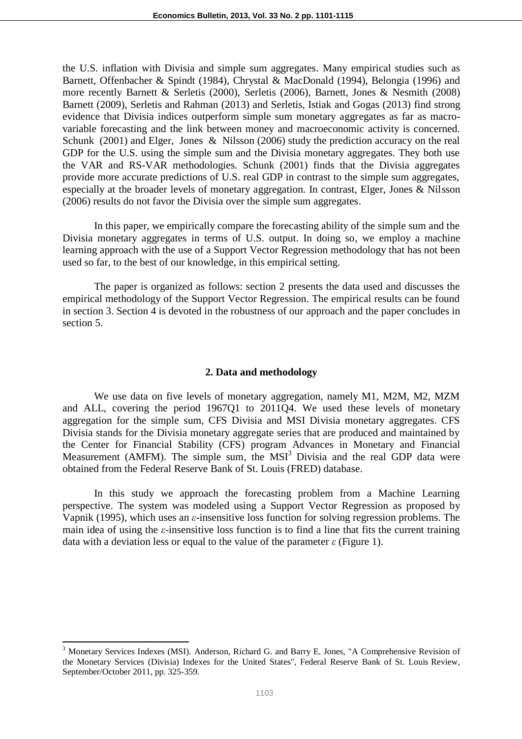the U.S. inflation with Divisia and simple sum aggregates. Many empirical studies such as Barnett, Offenbacher & Spindt (1984), Chrystal & MacDonald (1994), Belongia (1996) and more recently Barnett & Serletis (2000), Serletis (2006), Barnett, Jones & Nesmith (2008) Barnett (2009), Serletis and Rahman (2013) and Serletis, Istiak and Gogas (2013) find strong evidence that Divisia indices outperform simple sum monetary aggregates as far as macro-variable forecasting and the link between money and macroeconomic activity is concerned. Schunk (2001) and Elger, Jones & Nilsson (2006) study the prediction accuracy on the real GDP for the U.S. using the simple sum and the Divisia monetary aggregates. They both use the VAR and RS-VAR methodologies. Schunk (2001) finds that the Divisia aggregates provide more accurate predictions of U.S. real GDP in contrast to the simple sum aggregates, especially at the broader levels of monetary aggregation. In contrast, Elger, Jones & Nilsson (2006) results do not favor the Divisia over the simple sum aggregates.

In this paper, we empirically compare the forecasting ability of the simple sum and the Divisia monetary aggregates in terms of U.S. output. In doing so, we employ a machine learning approach with the use of a Support Vector Regression methodology that has not been used so far, to the best of our knowledge, in this empirical setting.

The paper is organized as follows: section 2 presents the data used and discusses the empirical methodology of the Support Vector Regression. The empirical results can be found in section 3. Section 4 is devoted in the robustness of our approach and the paper concludes in section 5.

## 2. Data and methodology

We use data on five levels of monetary aggregation, namely M1, M2M, M2, MZM and ALL, covering the period 1967Q1 to 2011Q4. We used these levels of monetary aggregation for the simple sum, CFS Divisia and MSI Divisia monetary aggregates. CFS Divisia stands for the Divisia monetary aggregate series that are produced and maintained by the Center for Financial Stability (CFS) program Advances in Monetary and Financial Measurement (AMFM). The simple sum, the MSI[3] Divisia and the real GDP data were obtained from the Federal Reserve Bank of St. Louis (FRED) database.

In this study we approach the forecasting problem from a Machine Learning perspective. The system was modeled using a Support Vector Regression as proposed by Vapnik (1995), which uses an $\varepsilon$-insensitive loss function for solving regression problems. The main idea of using the $\varepsilon$-insensitive loss function is to find a line that fits the current training data with a deviation less or equal to the value of the parameter $\varepsilon$ (Figure 1).

[3] Monetary Services Indexes (MSI). Anderson, Richard G. and Barry E. Jones, "A Comprehensive Revision of the Monetary Services (Divisia) Indexes for the United States", Federal Reserve Bank of St. Louis Review, September/October 2011, pp. 325-359.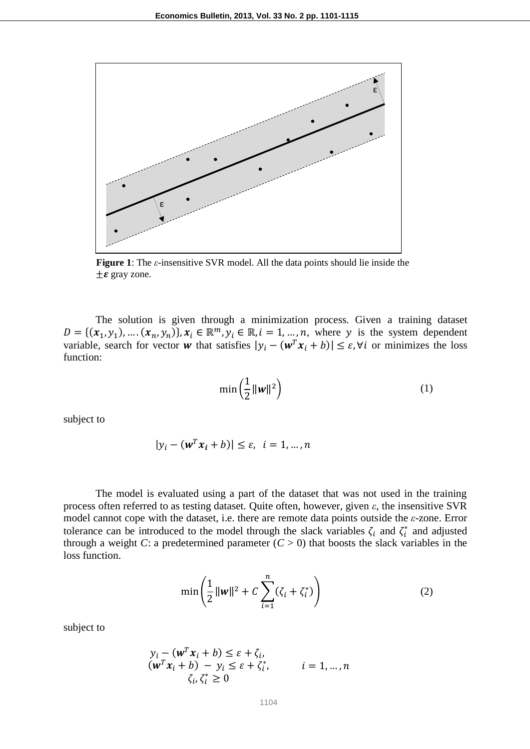**Figure 1**: The $\varepsilon$-insensitive SVR model. All the data points should lie inside the $\pm\boldsymbol{\varepsilon}$ gray zone.

The solution is given through a minimization process. Given a training dataset $D = \{(\boldsymbol{x}_1, y_1), \ldots. (\boldsymbol{x}_n, y_n)\}, \boldsymbol{x}_i \in \mathbb{R}^m, y_i \in \mathbb{R}, i = 1, \ldots, n,$ where $y$ is the system dependent variable, search for vector $\boldsymbol{w}$ that satisfies $|y_i - (\boldsymbol{w}^T\boldsymbol{x}_i + b)| \leq \varepsilon, \forall i$ or minimizes the loss function:

$$\min\left(\frac{1}{2}\|\boldsymbol{w}\|^2\right) \quad (1)$$

subject to

$$|y_i - (\boldsymbol{w}^T\boldsymbol{x}_i + b)| \leq \varepsilon, \ \ i = 1, \ldots, n$$

The model is evaluated using a part of the dataset that was not used in the training process often referred to as testing dataset. Quite often, however, given $\varepsilon$, the insensitive SVR model cannot cope with the dataset, i.e. there are remote data points outside the $\varepsilon$-zone. Error tolerance can be introduced to the model through the slack variables $\zeta_i$ and $\zeta_i^*$ and adjusted through a weight $C$: a predetermined parameter ($C > 0$) that boosts the slack variables in the loss function.

$$\min\left(\frac{1}{2}\|\boldsymbol{w}\|^2 + C\sum_{i=1}^{n}(\zeta_i + \zeta_i^*)\right) \quad (2)$$

subject to

$$\begin{aligned} y_i - (\boldsymbol{w}^T\boldsymbol{x}_i + b) &\leq \varepsilon + \zeta_i, \\ (\boldsymbol{w}^T\boldsymbol{x}_i + b) - y_i &\leq \varepsilon + \zeta_i^*, \qquad i = 1, \ldots, n \\ \zeta_i, \zeta_i^* &\geq 0 \end{aligned}$$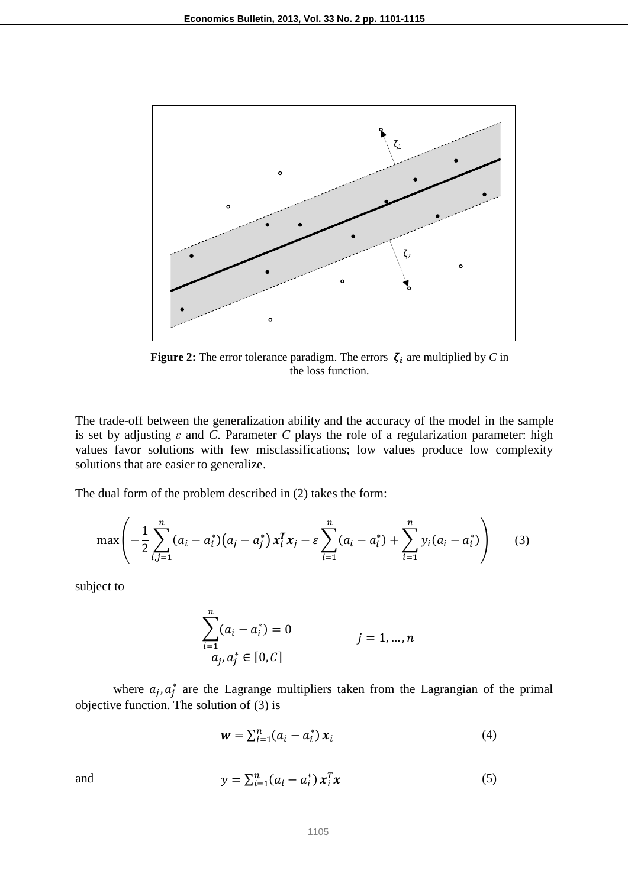**Figure 2:** The error tolerance paradigm. The errors $\boldsymbol{\zeta_i}$ are multiplied by *C* in the loss function.

The trade-off between the generalization ability and the accuracy of the model in the sample is set by adjusting $\varepsilon$ and *C*. Parameter *C* plays the role of a regularization parameter: high values favor solutions with few misclassifications; low values produce low complexity solutions that are easier to generalize.

The dual form of the problem described in (2) takes the form:

$$\max\left(-\frac{1}{2}\sum_{i,j=1}^{n}(a_i - a_i^*)(a_j - a_j^*)\,\boldsymbol{x}_i^T\boldsymbol{x}_j - \varepsilon\sum_{i=1}^{n}(a_i - a_i^*) + \sum_{i=1}^{n}y_i(a_i - a_i^*)\right) \qquad (3)$$

subject to

$$\sum_{i=1}^{n}(a_i - a_i^*) = 0 \qquad\qquad j = 1, \dots, n$$
$$a_j, a_j^* \in [0, C]$$

where $a_j, a_j^*$ are the Lagrange multipliers taken from the Lagrangian of the primal objective function. The solution of (3) is

$$\boldsymbol{w} = \sum_{i=1}^{n}(a_i - a_i^*)\,\boldsymbol{x}_i \qquad (4)$$

and

$$y = \sum_{i=1}^{n}(a_i - a_i^*)\,\boldsymbol{x}_i^T\boldsymbol{x} \qquad (5)$$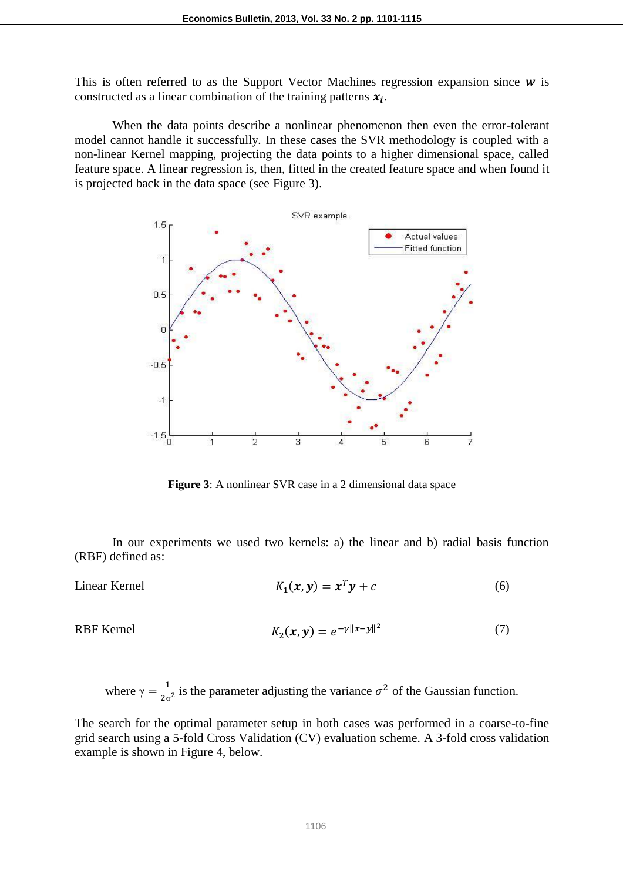This is often referred to as the Support Vector Machines regression expansion since $\boldsymbol{w}$ is constructed as a linear combination of the training patterns $\boldsymbol{x_i}$.

When the data points describe a nonlinear phenomenon then even the error-tolerant model cannot handle it successfully. In these cases the SVR methodology is coupled with a non-linear Kernel mapping, projecting the data points to a higher dimensional space, called feature space. A linear regression is, then, fitted in the created feature space and when found it is projected back in the data space (see Figure 3).

**Figure 3**: A nonlinear SVR case in a 2 dimensional data space

In our experiments we used two kernels: a) the linear and b) radial basis function (RBF) defined as:

Linear Kernel

$$K_1(\boldsymbol{x}, \boldsymbol{y}) = \boldsymbol{x}^T\boldsymbol{y} + c \tag{6}$$

RBF Kernel

$$K_2(\boldsymbol{x}, \boldsymbol{y}) = e^{-\gamma\|x-y\|^2} \tag{7}$$

where $\gamma = \frac{1}{2\sigma^2}$ is the parameter adjusting the variance $\sigma^2$ of the Gaussian function.

The search for the optimal parameter setup in both cases was performed in a coarse-to-fine grid search using a 5-fold Cross Validation (CV) evaluation scheme. A 3-fold cross validation example is shown in Figure 4, below.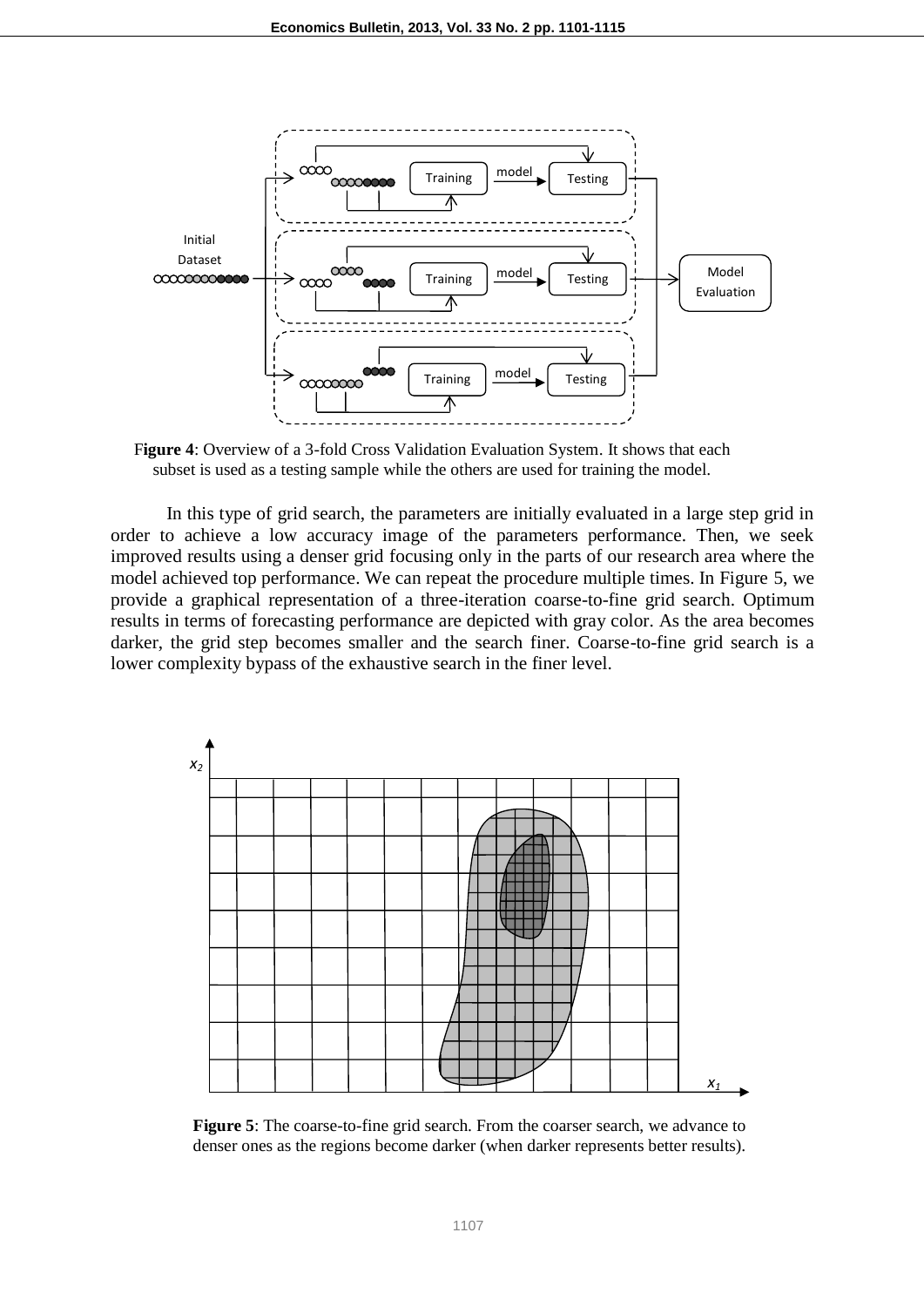**Figure 4**: Overview of a 3-fold Cross Validation Evaluation System. It shows that each subset is used as a testing sample while the others are used for training the model.

In this type of grid search, the parameters are initially evaluated in a large step grid in order to achieve a low accuracy image of the parameters performance. Then, we seek improved results using a denser grid focusing only in the parts of our research area where the model achieved top performance. We can repeat the procedure multiple times. In Figure 5, we provide a graphical representation of a three-iteration coarse-to-fine grid search. Optimum results in terms of forecasting performance are depicted with gray color. As the area becomes darker, the grid step becomes smaller and the search finer. Coarse-to-fine grid search is a lower complexity bypass of the exhaustive search in the finer level.

**Figure 5**: The coarse-to-fine grid search. From the coarser search, we advance to denser ones as the regions become darker (when darker represents better results).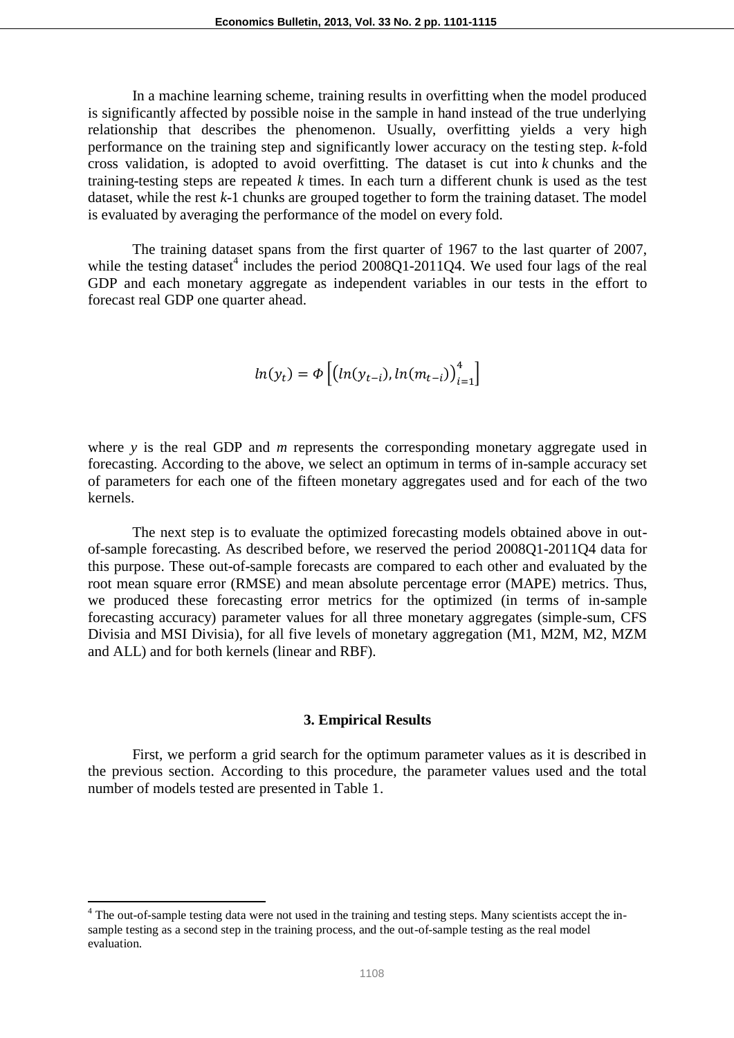In a machine learning scheme, training results in overfitting when the model produced is significantly affected by possible noise in the sample in hand instead of the true underlying relationship that describes the phenomenon. Usually, overfitting yields a very high performance on the training step and significantly lower accuracy on the testing step. *k*-fold cross validation, is adopted to avoid overfitting. The dataset is cut into *k* chunks and the training-testing steps are repeated *k* times. In each turn a different chunk is used as the test dataset, while the rest *k*-1 chunks are grouped together to form the training dataset. The model is evaluated by averaging the performance of the model on every fold.

The training dataset spans from the first quarter of 1967 to the last quarter of 2007, while the testing dataset[4] includes the period 2008Q1-2011Q4. We used four lags of the real GDP and each monetary aggregate as independent variables in our tests in the effort to forecast real GDP one quarter ahead.

$$ln(y_t) = \Phi\left[\left(ln(y_{t-i}), ln(m_{t-i})\right)_{i=1}^{4}\right]$$

where *y* is the real GDP and *m* represents the corresponding monetary aggregate used in forecasting. According to the above, we select an optimum in terms of in-sample accuracy set of parameters for each one of the fifteen monetary aggregates used and for each of the two kernels.

The next step is to evaluate the optimized forecasting models obtained above in out-of-sample forecasting. As described before, we reserved the period 2008Q1-2011Q4 data for this purpose. These out-of-sample forecasts are compared to each other and evaluated by the root mean square error (RMSE) and mean absolute percentage error (MAPE) metrics. Thus, we produced these forecasting error metrics for the optimized (in terms of in-sample forecasting accuracy) parameter values for all three monetary aggregates (simple-sum, CFS Divisia and MSI Divisia), for all five levels of monetary aggregation (M1, M2M, M2, MZM and ALL) and for both kernels (linear and RBF).

## 3. Empirical Results

First, we perform a grid search for the optimum parameter values as it is described in the previous section. According to this procedure, the parameter values used and the total number of models tested are presented in Table 1.

[4] The out-of-sample testing data were not used in the training and testing steps. Many scientists accept the in-sample testing as a second step in the training process, and the out-of-sample testing as the real model evaluation.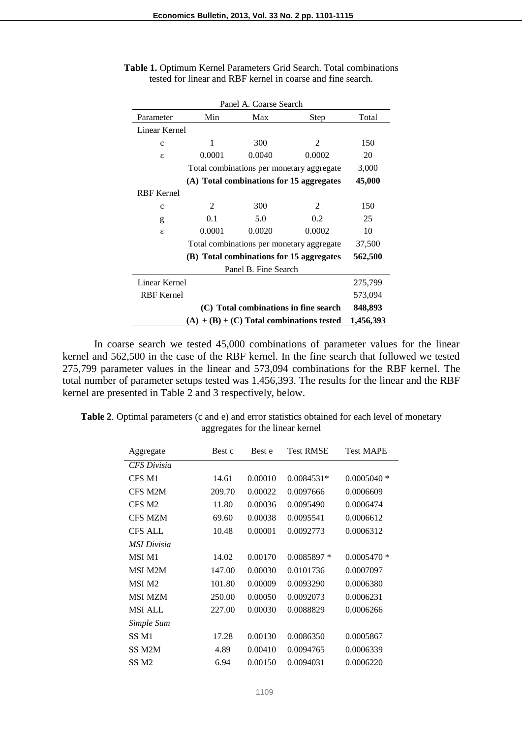**Table 1.** Optimum Kernel Parameters Grid Search. Total combinations tested for linear and RBF kernel in coarse and fine search.

| Panel A. Coarse Search | | | | |
|---|---|---|---|---|
| Parameter | Min | Max | Step | Total |
| Linear Kernel | | | | |
| c | 1 | 300 | 2 | 150 |
| ε | 0.0001 | 0.0040 | 0.0002 | 20 |
| | Total combinations per monetary aggregate | | | 3,000 |
| | **(A) Total combinations for 15 aggregates** | | | **45,000** |
| RBF Kernel | | | | |
| c | 2 | 300 | 2 | 150 |
| g | 0.1 | 5.0 | 0.2 | 25 |
| ε | 0.0001 | 0.0020 | 0.0002 | 10 |
| | Total combinations per monetary aggregate | | | 37,500 |
| | **(B) Total combinations for 15 aggregates** | | | **562,500** |
| Panel B. Fine Search | | | | |
| Linear Kernel | | | | 275,799 |
| RBF Kernel | | | | 573,094 |
| | **(C) Total combinations in fine search** | | | **848,893** |
| | **(A) + (B) + (C) Total combinations tested** | | | **1,456,393** |

In coarse search we tested 45,000 combinations of parameter values for the linear kernel and 562,500 in the case of the RBF kernel. In the fine search that followed we tested 275,799 parameter values in the linear and 573,094 combinations for the RBF kernel. The total number of parameter setups tested was 1,456,393. The results for the linear and the RBF kernel are presented in Table 2 and 3 respectively, below.

**Table 2**. Optimal parameters (c and e) and error statistics obtained for each level of monetary aggregates for the linear kernel

| Aggregate | Best c | Best e | Test RMSE | Test MAPE |
|---|---|---|---|---|
| *CFS Divisia* | | | | |
| CFS M1 | 14.61 | 0.00010 | 0.0084531* | 0.0005040 * |
| CFS M2M | 209.70 | 0.00022 | 0.0097666 | 0.0006609 |
| CFS M2 | 11.80 | 0.00036 | 0.0095490 | 0.0006474 |
| CFS MZM | 69.60 | 0.00038 | 0.0095541 | 0.0006612 |
| CFS ALL | 10.48 | 0.00001 | 0.0092773 | 0.0006312 |
| *MSI Divisia* | | | | |
| MSI M1 | 14.02 | 0.00170 | 0.0085897 * | 0.0005470 * |
| MSI M2M | 147.00 | 0.00030 | 0.0101736 | 0.0007097 |
| MSI M2 | 101.80 | 0.00009 | 0.0093290 | 0.0006380 |
| MSI MZM | 250.00 | 0.00050 | 0.0092073 | 0.0006231 |
| MSI ALL | 227.00 | 0.00030 | 0.0088829 | 0.0006266 |
| *Simple Sum* | | | | |
| SS M1 | 17.28 | 0.00130 | 0.0086350 | 0.0005867 |
| SS M2M | 4.89 | 0.00410 | 0.0094765 | 0.0006339 |
| SS M2 | 6.94 | 0.00150 | 0.0094031 | 0.0006220 |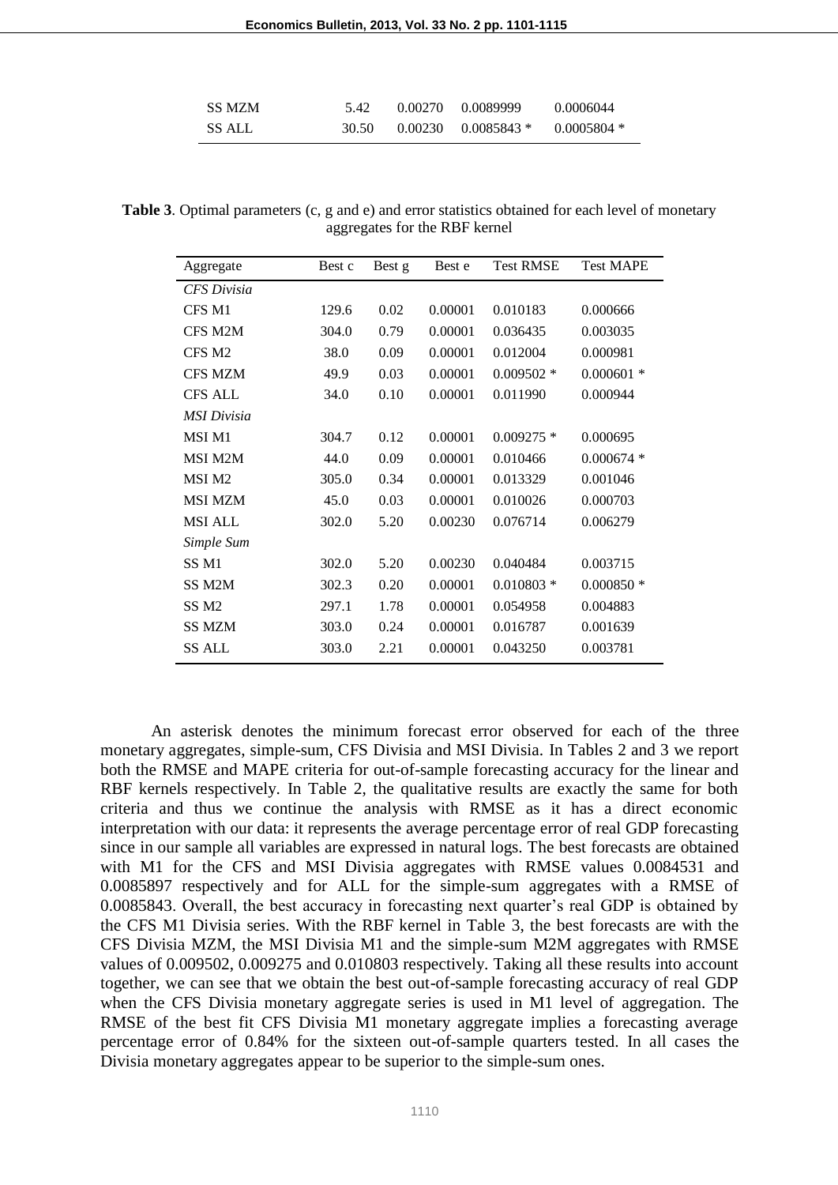| | | | | |
|---|---|---|---|---|
| SS MZM | 5.42 | 0.00270 | 0.0089999 | 0.0006044 |
| SS ALL | 30.50 | 0.00230 | 0.0085843 * | 0.0005804 * |

**Table 3**. Optimal parameters (c, g and e) and error statistics obtained for each level of monetary aggregates for the RBF kernel

| Aggregate | Best c | Best g | Best e | Test RMSE | Test MAPE |
|---|---|---|---|---|---|
| *CFS Divisia* | | | | | |
| CFS M1 | 129.6 | 0.02 | 0.00001 | 0.010183 | 0.000666 |
| CFS M2M | 304.0 | 0.79 | 0.00001 | 0.036435 | 0.003035 |
| CFS M2 | 38.0 | 0.09 | 0.00001 | 0.012004 | 0.000981 |
| CFS MZM | 49.9 | 0.03 | 0.00001 | 0.009502 * | 0.000601 * |
| CFS ALL | 34.0 | 0.10 | 0.00001 | 0.011990 | 0.000944 |
| *MSI Divisia* | | | | | |
| MSI M1 | 304.7 | 0.12 | 0.00001 | 0.009275 * | 0.000695 |
| MSI M2M | 44.0 | 0.09 | 0.00001 | 0.010466 | 0.000674 * |
| MSI M2 | 305.0 | 0.34 | 0.00001 | 0.013329 | 0.001046 |
| MSI MZM | 45.0 | 0.03 | 0.00001 | 0.010026 | 0.000703 |
| MSI ALL | 302.0 | 5.20 | 0.00230 | 0.076714 | 0.006279 |
| *Simple Sum* | | | | | |
| SS M1 | 302.0 | 5.20 | 0.00230 | 0.040484 | 0.003715 |
| SS M2M | 302.3 | 0.20 | 0.00001 | 0.010803 * | 0.000850 * |
| SS M2 | 297.1 | 1.78 | 0.00001 | 0.054958 | 0.004883 |
| SS MZM | 303.0 | 0.24 | 0.00001 | 0.016787 | 0.001639 |
| SS ALL | 303.0 | 2.21 | 0.00001 | 0.043250 | 0.003781 |

An asterisk denotes the minimum forecast error observed for each of the three monetary aggregates, simple-sum, CFS Divisia and MSI Divisia. In Tables 2 and 3 we report both the RMSE and MAPE criteria for out-of-sample forecasting accuracy for the linear and RBF kernels respectively. In Table 2, the qualitative results are exactly the same for both criteria and thus we continue the analysis with RMSE as it has a direct economic interpretation with our data: it represents the average percentage error of real GDP forecasting since in our sample all variables are expressed in natural logs. The best forecasts are obtained with M1 for the CFS and MSI Divisia aggregates with RMSE values 0.0084531 and 0.0085897 respectively and for ALL for the simple-sum aggregates with a RMSE of 0.0085843. Overall, the best accuracy in forecasting next quarter's real GDP is obtained by the CFS M1 Divisia series. With the RBF kernel in Table 3, the best forecasts are with the CFS Divisia MZM, the MSI Divisia M1 and the simple-sum M2M aggregates with RMSE values of 0.009502, 0.009275 and 0.010803 respectively. Taking all these results into account together, we can see that we obtain the best out-of-sample forecasting accuracy of real GDP when the CFS Divisia monetary aggregate series is used in M1 level of aggregation. The RMSE of the best fit CFS Divisia M1 monetary aggregate implies a forecasting average percentage error of 0.84% for the sixteen out-of-sample quarters tested. In all cases the Divisia monetary aggregates appear to be superior to the simple-sum ones.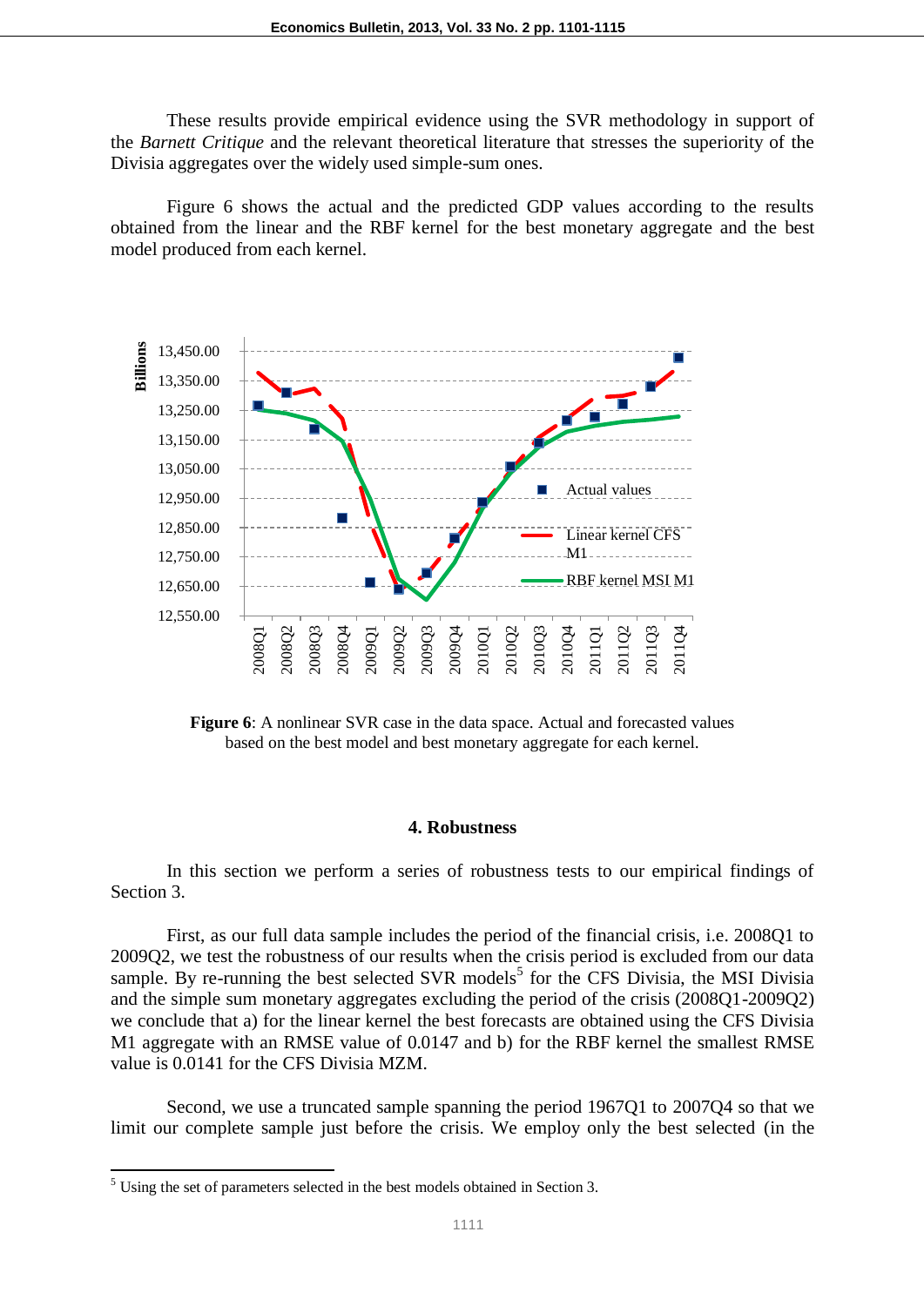These results provide empirical evidence using the SVR methodology in support of the *Barnett Critique* and the relevant theoretical literature that stresses the superiority of the Divisia aggregates over the widely used simple-sum ones.

Figure 6 shows the actual and the predicted GDP values according to the results obtained from the linear and the RBF kernel for the best monetary aggregate and the best model produced from each kernel.

**Figure 6**: A nonlinear SVR case in the data space. Actual and forecasted values based on the best model and best monetary aggregate for each kernel.

## 4. Robustness

In this section we perform a series of robustness tests to our empirical findings of Section 3.

First, as our full data sample includes the period of the financial crisis, i.e. 2008Q1 to 2009Q2, we test the robustness of our results when the crisis period is excluded from our data sample. By re-running the best selected SVR models[5] for the CFS Divisia, the MSI Divisia and the simple sum monetary aggregates excluding the period of the crisis (2008Q1-2009Q2) we conclude that a) for the linear kernel the best forecasts are obtained using the CFS Divisia M1 aggregate with an RMSE value of 0.0147 and b) for the RBF kernel the smallest RMSE value is 0.0141 for the CFS Divisia MZM.

Second, we use a truncated sample spanning the period 1967Q1 to 2007Q4 so that we limit our complete sample just before the crisis. We employ only the best selected (in the

---

[5] Using the set of parameters selected in the best models obtained in Section 3.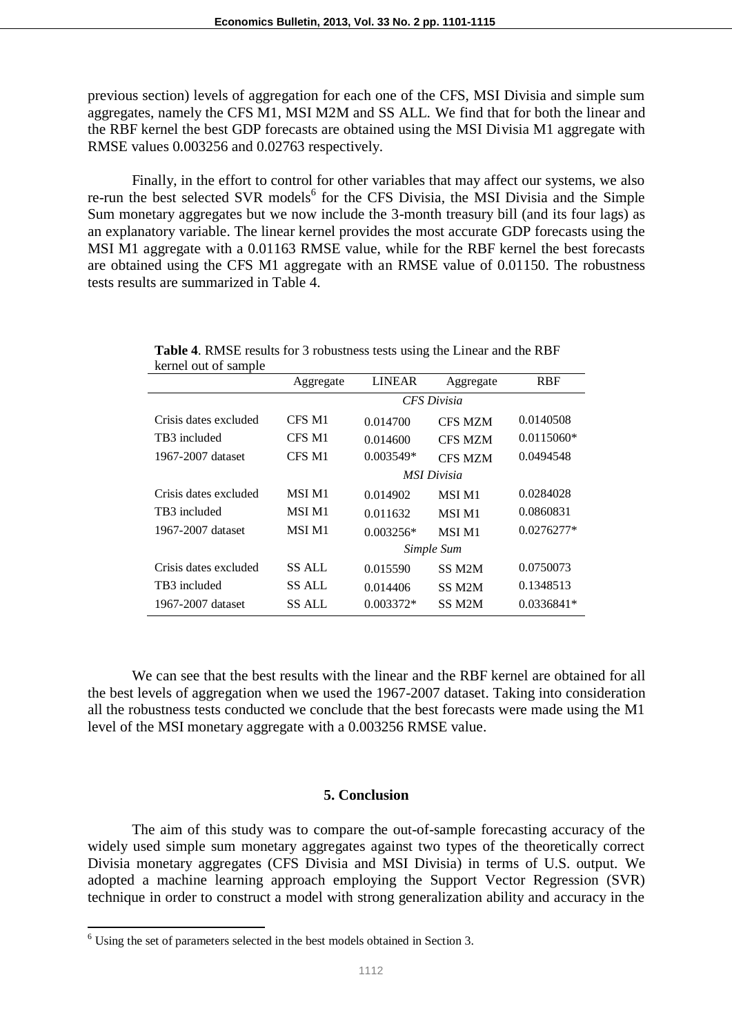previous section) levels of aggregation for each one of the CFS, MSI Divisia and simple sum aggregates, namely the CFS M1, MSI M2M and SS ALL. We find that for both the linear and the RBF kernel the best GDP forecasts are obtained using the MSI Divisia M1 aggregate with RMSE values 0.003256 and 0.02763 respectively.

Finally, in the effort to control for other variables that may affect our systems, we also re-run the best selected SVR models[6] for the CFS Divisia, the MSI Divisia and the Simple Sum monetary aggregates but we now include the 3-month treasury bill (and its four lags) as an explanatory variable. The linear kernel provides the most accurate GDP forecasts using the MSI M1 aggregate with a 0.01163 RMSE value, while for the RBF kernel the best forecasts are obtained using the CFS M1 aggregate with an RMSE value of 0.01150. The robustness tests results are summarized in Table 4.

**Table 4**. RMSE results for 3 robustness tests using the Linear and the RBF kernel out of sample

| | Aggregate | LINEAR | Aggregate | RBF |
|---|---|---|---|---|
| | | *CFS Divisia* | | |
| Crisis dates excluded | CFS M1 | 0.014700 | CFS MZM | 0.0140508 |
| TB3 included | CFS M1 | 0.014600 | CFS MZM | 0.0115060* |
| 1967-2007 dataset | CFS M1 | 0.003549* | CFS MZM | 0.0494548 |
| | | *MSI Divisia* | | |
| Crisis dates excluded | MSI M1 | 0.014902 | MSI M1 | 0.0284028 |
| TB3 included | MSI M1 | 0.011632 | MSI M1 | 0.0860831 |
| 1967-2007 dataset | MSI M1 | 0.003256* | MSI M1 | 0.0276277* |
| | | *Simple Sum* | | |
| Crisis dates excluded | SS ALL | 0.015590 | SS M2M | 0.0750073 |
| TB3 included | SS ALL | 0.014406 | SS M2M | 0.1348513 |
| 1967-2007 dataset | SS ALL | 0.003372* | SS M2M | 0.0336841* |

We can see that the best results with the linear and the RBF kernel are obtained for all the best levels of aggregation when we used the 1967-2007 dataset. Taking into consideration all the robustness tests conducted we conclude that the best forecasts were made using the M1 level of the MSI monetary aggregate with a 0.003256 RMSE value.

## 5. Conclusion

The aim of this study was to compare the out-of-sample forecasting accuracy of the widely used simple sum monetary aggregates against two types of the theoretically correct Divisia monetary aggregates (CFS Divisia and MSI Divisia) in terms of U.S. output. We adopted a machine learning approach employing the Support Vector Regression (SVR) technique in order to construct a model with strong generalization ability and accuracy in the

[6] Using the set of parameters selected in the best models obtained in Section 3.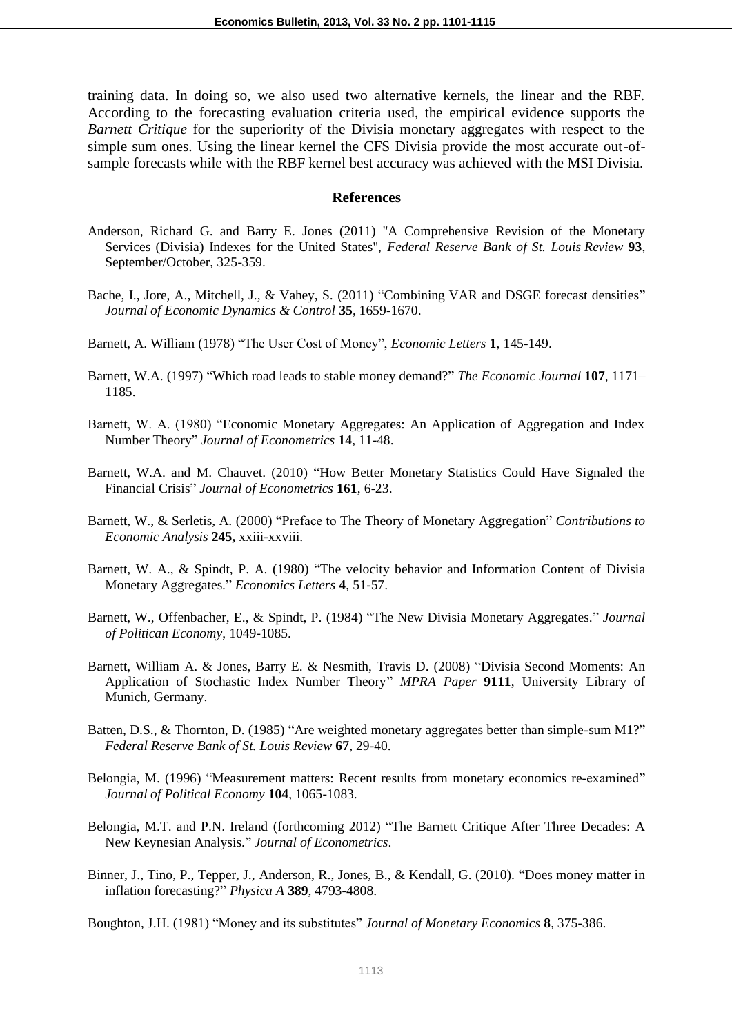training data. In doing so, we also used two alternative kernels, the linear and the RBF. According to the forecasting evaluation criteria used, the empirical evidence supports the *Barnett Critique* for the superiority of the Divisia monetary aggregates with respect to the simple sum ones. Using the linear kernel the CFS Divisia provide the most accurate out-of-sample forecasts while with the RBF kernel best accuracy was achieved with the MSI Divisia.

## References

Anderson, Richard G. and Barry E. Jones (2011) "A Comprehensive Revision of the Monetary Services (Divisia) Indexes for the United States", *Federal Reserve Bank of St. Louis Review* **93**, September/October, 325-359.

Bache, I., Jore, A., Mitchell, J., & Vahey, S. (2011) “Combining VAR and DSGE forecast densities” *Journal of Economic Dynamics & Control* **35**, 1659-1670.

Barnett, A. William (1978) “The User Cost of Money”, *Economic Letters* **1**, 145-149.

Barnett, W.A. (1997) “Which road leads to stable money demand?” *The Economic Journal* **107**, 1171–1185.

Barnett, W. A. (1980) “Economic Monetary Aggregates: An Application of Aggregation and Index Number Theory” *Journal of Econometrics* **14**, 11-48.

Barnett, W.A. and M. Chauvet. (2010) “How Better Monetary Statistics Could Have Signaled the Financial Crisis” *Journal of Econometrics* **161**, 6-23.

Barnett, W., & Serletis, A. (2000) “Preface to The Theory of Monetary Aggregation” *Contributions to Economic Analysis* **245,** xxiii-xxviii.

Barnett, W. A., & Spindt, P. A. (1980) “The velocity behavior and Information Content of Divisia Monetary Aggregates.” *Economics Letters* **4**, 51-57.

Barnett, W., Offenbacher, E., & Spindt, P. (1984) “The New Divisia Monetary Aggregates.” *Journal of Politican Economy*, 1049-1085.

Barnett, William A. & Jones, Barry E. & Nesmith, Travis D. (2008) “Divisia Second Moments: An Application of Stochastic Index Number Theory” *MPRA Paper* **9111**, University Library of Munich, Germany.

Batten, D.S., & Thornton, D. (1985) “Are weighted monetary aggregates better than simple-sum M1?” *Federal Reserve Bank of St. Louis Review* **67**, 29-40.

Belongia, M. (1996) “Measurement matters: Recent results from monetary economics re-examined” *Journal of Political Economy* **104**, 1065-1083.

Belongia, M.T. and P.N. Ireland (forthcoming 2012) “The Barnett Critique After Three Decades: A New Keynesian Analysis.” *Journal of Econometrics*.

Binner, J., Tino, P., Tepper, J., Anderson, R., Jones, B., & Kendall, G. (2010). “Does money matter in inflation forecasting?” *Physica A* **389**, 4793-4808.

Boughton, J.H. (1981) “Money and its substitutes” *Journal of Monetary Economics* **8**, 375-386.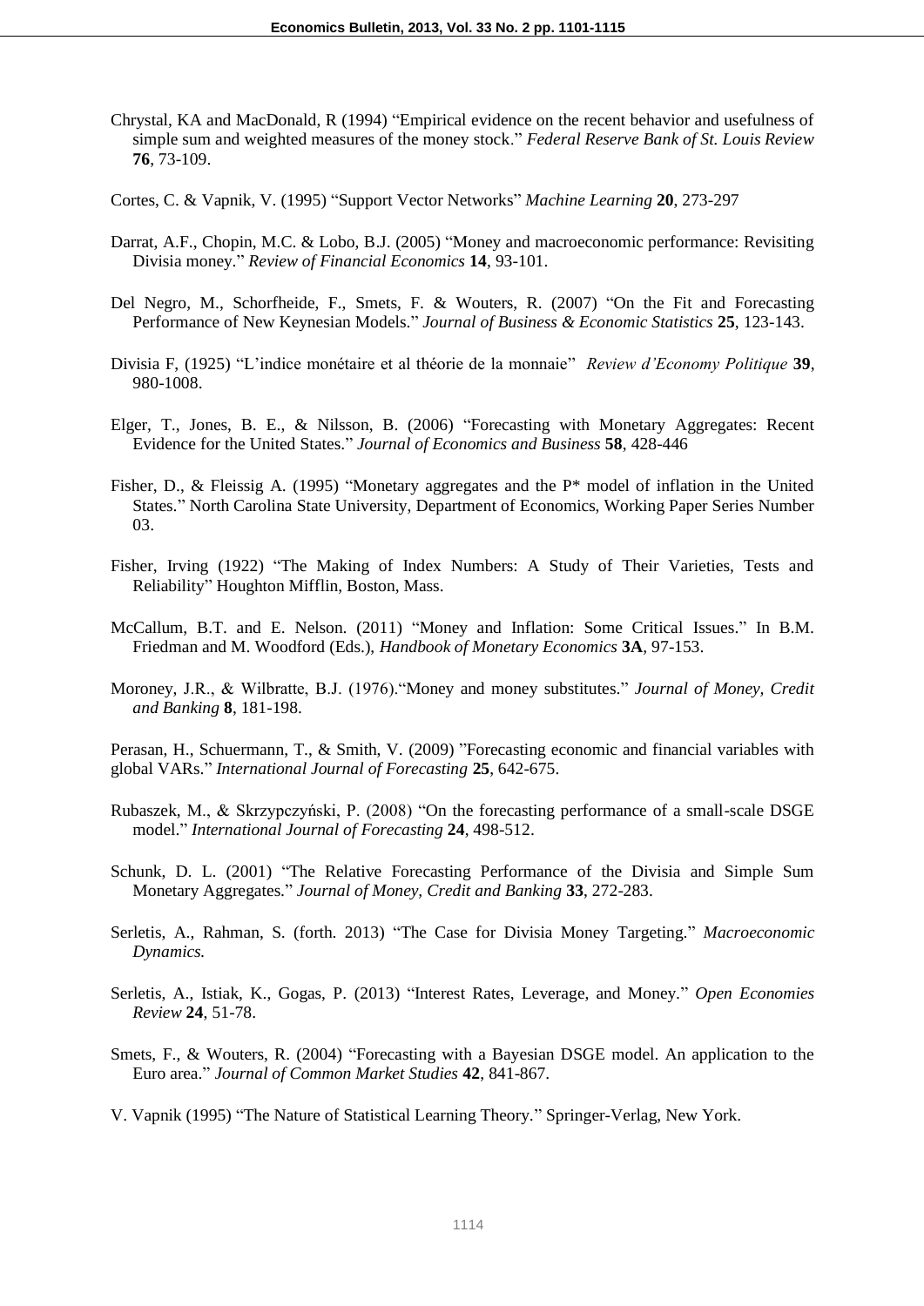Chrystal, KA and MacDonald, R (1994) "Empirical evidence on the recent behavior and usefulness of simple sum and weighted measures of the money stock." *Federal Reserve Bank of St. Louis Review* **76**, 73-109.

Cortes, C. & Vapnik, V. (1995) "Support Vector Networks" *Machine Learning* **20**, 273-297

Darrat, A.F., Chopin, M.C. & Lobo, B.J. (2005) "Money and macroeconomic performance: Revisiting Divisia money." *Review of Financial Economics* **14**, 93-101.

Del Negro, M., Schorfheide, F., Smets, F. & Wouters, R. (2007) "On the Fit and Forecasting Performance of New Keynesian Models." *Journal of Business & Economic Statistics* **25**, 123-143.

Divisia F, (1925) "L'indice monétaire et al théorie de la monnaie" *Review d'Economy Politique* **39**, 980-1008.

Elger, T., Jones, B. E., & Nilsson, B. (2006) "Forecasting with Monetary Aggregates: Recent Evidence for the United States." *Journal of Economics and Business* **58**, 428-446

Fisher, D., & Fleissig A. (1995) "Monetary aggregates and the P* model of inflation in the United States." North Carolina State University, Department of Economics, Working Paper Series Number 03.

Fisher, Irving (1922) "The Making of Index Numbers: A Study of Their Varieties, Tests and Reliability" Houghton Mifflin, Boston, Mass.

McCallum, B.T. and E. Nelson. (2011) "Money and Inflation: Some Critical Issues." In B.M. Friedman and M. Woodford (Eds.), *Handbook of Monetary Economics* **3A**, 97-153.

Moroney, J.R., & Wilbratte, B.J. (1976)."Money and money substitutes." *Journal of Money, Credit and Banking* **8**, 181-198.

Perasan, H., Schuermann, T., & Smith, V. (2009) "Forecasting economic and financial variables with global VARs." *International Journal of Forecasting* **25**, 642-675.

Rubaszek, M., & Skrzypczyński, P. (2008) "On the forecasting performance of a small-scale DSGE model." *International Journal of Forecasting* **24**, 498-512.

Schunk, D. L. (2001) "The Relative Forecasting Performance of the Divisia and Simple Sum Monetary Aggregates." *Journal of Money, Credit and Banking* **33**, 272-283.

Serletis, A., Rahman, S. (forth. 2013) "The Case for Divisia Money Targeting." *Macroeconomic Dynamics.*

Serletis, A., Istiak, K., Gogas, P. (2013) "Interest Rates, Leverage, and Money." *Open Economies Review* **24**, 51-78.

Smets, F., & Wouters, R. (2004) "Forecasting with a Bayesian DSGE model. An application to the Euro area." *Journal of Common Market Studies* **42**, 841-867.

V. Vapnik (1995) "The Nature of Statistical Learning Theory." Springer-Verlag, New York.